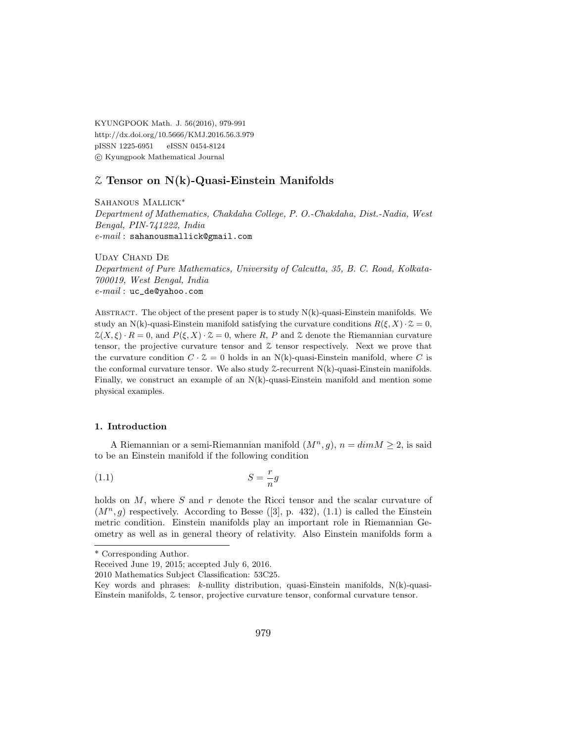KYUNGPOOK Math. J. 56(2016), 979-991
http://dx.doi.org/10.5666/KMJ.2016.56.3.979
pISSN 1225-6951 eISSN 0454-8124
© Kyungpook Mathematical Journal

# $\mathcal{Z}$ Tensor on N(k)-Quasi-Einstein Manifolds

Sahanous Mallick*
*Department of Mathematics, Chakdaha College, P. O.-Chakdaha, Dist.-Nadia, West Bengal, PIN-741222, India*
*e-mail* : sahanousmallick@gmail.com

Uday Chand De
*Department of Pure Mathematics, University of Calcutta, 35, B. C. Road, Kolkata-700019, West Bengal, India*
*e-mail* : uc_de@yahoo.com

Abstract. The object of the present paper is to study N(k)-quasi-Einstein manifolds. We study an N(k)-quasi-Einstein manifold satisfying the curvature conditions $R(\xi, X) \cdot \mathcal{Z} = 0$, $\mathcal{Z}(X, \xi) \cdot R = 0$, and $P(\xi, X) \cdot \mathcal{Z} = 0$, where $R$, $P$ and $\mathcal{Z}$ denote the Riemannian curvature tensor, the projective curvature tensor and $\mathcal{Z}$ tensor respectively. Next we prove that the curvature condition $C \cdot \mathcal{Z} = 0$ holds in an N(k)-quasi-Einstein manifold, where $C$ is the conformal curvature tensor. We also study $\mathcal{Z}$-recurrent N(k)-quasi-Einstein manifolds. Finally, we construct an example of an N(k)-quasi-Einstein manifold and mention some physical examples.

## 1. Introduction

A Riemannian or a semi-Riemannian manifold $(M^n, g)$, $n = dim M \geq 2$, is said to be an Einstein manifold if the following condition

$$S = \frac{r}{n} g \tag{1.1}$$

holds on $M$, where $S$ and $r$ denote the Ricci tensor and the scalar curvature of $(M^n, g)$ respectively. According to Besse ([3], p. 432), (1.1) is called the Einstein metric condition. Einstein manifolds play an important role in Riemannian Geometry as well as in general theory of relativity. Also Einstein manifolds form a

---

\* Corresponding Author.
Received June 19, 2015; accepted July 6, 2016.
2010 Mathematics Subject Classification: 53C25.
Key words and phrases: $k$-nullity distribution, quasi-Einstein manifolds, N(k)-quasi-Einstein manifolds, $\mathcal{Z}$ tensor, projective curvature tensor, conformal curvature tensor.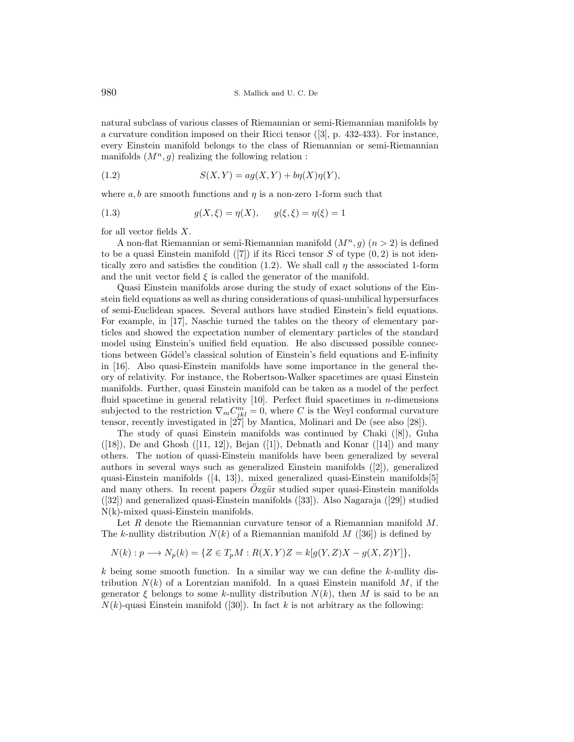natural subclass of various classes of Riemannian or semi-Riemannian manifolds by a curvature condition imposed on their Ricci tensor ([3], p. 432-433). For instance, every Einstein manifold belongs to the class of Riemannian or semi-Riemannian manifolds $(M^n, g)$ realizing the following relation :

$$S(X,Y) = ag(X,Y) + b\eta(X)\eta(Y), \tag{1.2}$$

where $a, b$ are smooth functions and $\eta$ is a non-zero 1-form such that

$$g(X,\xi) = \eta(X), \qquad g(\xi,\xi) = \eta(\xi) = 1 \tag{1.3}$$

for all vector fields $X$.

A non-flat Riemannian or semi-Riemannian manifold $(M^n, g)$ $(n > 2)$ is defined to be a quasi Einstein manifold ([7]) if its Ricci tensor $S$ of type $(0,2)$ is not identically zero and satisfies the condition (1.2). We shall call $\eta$ the associated 1-form and the unit vector field $\xi$ is called the generator of the manifold.

Quasi Einstein manifolds arose during the study of exact solutions of the Einstein field equations as well as during considerations of quasi-umbilical hypersurfaces of semi-Euclidean spaces. Several authors have studied Einstein's field equations. For example, in [17], Naschie turned the tables on the theory of elementary particles and showed the expectation number of elementary particles of the standard model using Einstein's unified field equation. He also discussed possible connections between Gödel's classical solution of Einstein's field equations and E-infinity in [16]. Also quasi-Einstein manifolds have some importance in the general theory of relativity. For instance, the Robertson-Walker spacetimes are quasi Einstein manifolds. Further, quasi Einstein manifold can be taken as a model of the perfect fluid spacetime in general relativity [10]. Perfect fluid spacetimes in $n$-dimensions subjected to the restriction $\nabla_m C^m_{jkl} = 0$, where $C$ is the Weyl conformal curvature tensor, recently investigated in [27] by Mantica, Molinari and De (see also [28]).

The study of quasi Einstein manifolds was continued by Chaki ([8]), Guha ([18]), De and Ghosh ([11, 12]), Bejan ([1]), Debnath and Konar ([14]) and many others. The notion of quasi-Einstein manifolds have been generalized by several authors in several ways such as generalized Einstein manifolds ([2]), generalized quasi-Einstein manifolds ([4, 13]), mixed generalized quasi-Einstein manifolds[5] and many others. In recent papers Özgür studied super quasi-Einstein manifolds ([32]) and generalized quasi-Einstein manifolds ([33]). Also Nagaraja ([29]) studied N(k)-mixed quasi-Einstein manifolds.

Let $R$ denote the Riemannian curvature tensor of a Riemannian manifold $M$. The $k$-nullity distribution $N(k)$ of a Riemannian manifold $M$ ([36]) is defined by

$$N(k) : p \longrightarrow N_p(k) = \{Z \in T_pM : R(X,Y)Z = k[g(Y,Z)X - g(X,Z)Y]\},$$

$k$ being some smooth function. In a similar way we can define the $k$-nullity distribution $N(k)$ of a Lorentzian manifold. In a quasi Einstein manifold $M$, if the generator $\xi$ belongs to some $k$-nullity distribution $N(k)$, then $M$ is said to be an $N(k)$-quasi Einstein manifold ([30]). In fact $k$ is not arbitrary as the following: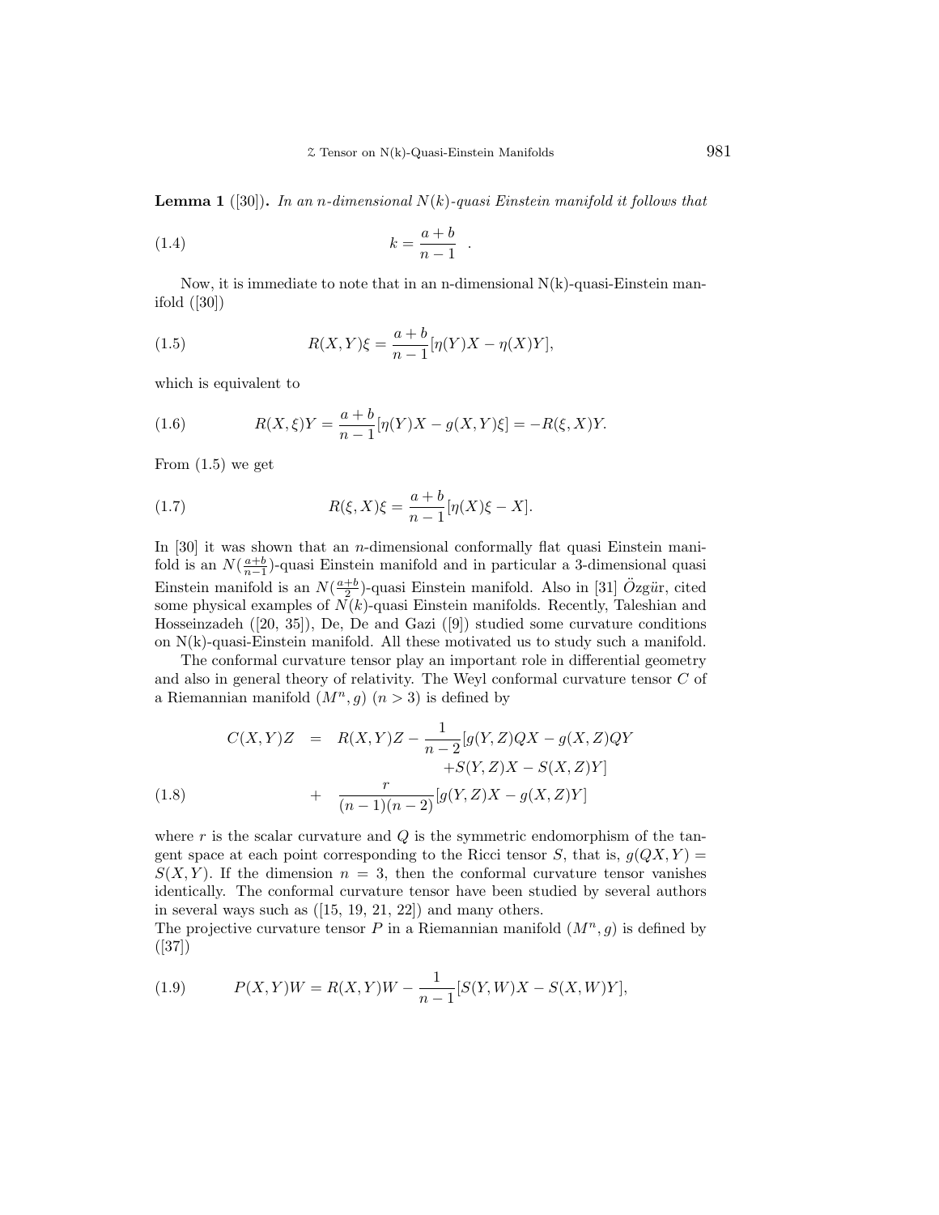**Lemma 1** ([30]). *In an n-dimensional $N(k)$-quasi Einstein manifold it follows that*

$$k = \frac{a+b}{n-1} \quad . \tag{1.4}$$

Now, it is immediate to note that in an n-dimensional N(k)-quasi-Einstein manifold ([30])

$$R(X,Y)\xi = \frac{a+b}{n-1}[\eta(Y)X - \eta(X)Y], \tag{1.5}$$

which is equivalent to

$$R(X,\xi)Y = \frac{a+b}{n-1}[\eta(Y)X - g(X,Y)\xi] = -R(\xi,X)Y. \tag{1.6}$$

From (1.5) we get

$$R(\xi,X)\xi = \frac{a+b}{n-1}[\eta(X)\xi - X]. \tag{1.7}$$

In [30] it was shown that an $n$-dimensional conformally flat quasi Einstein manifold is an $N(\frac{a+b}{n-1})$-quasi Einstein manifold and in particular a 3-dimensional quasi Einstein manifold is an $N(\frac{a+b}{2})$-quasi Einstein manifold. Also in [31] Özgür, cited some physical examples of $N(k)$-quasi Einstein manifolds. Recently, Taleshian and Hosseinzadeh ([20, 35]), De, De and Gazi ([9]) studied some curvature conditions on N(k)-quasi-Einstein manifold. All these motivated us to study such a manifold.

The conformal curvature tensor play an important role in differential geometry and also in general theory of relativity. The Weyl conformal curvature tensor $C$ of a Riemannian manifold $(M^n, g)$ $(n > 3)$ is defined by

$$\begin{aligned} C(X,Y)Z &= R(X,Y)Z - \frac{1}{n-2}[g(Y,Z)QX - g(X,Z)QY \\ &\qquad + S(Y,Z)X - S(X,Z)Y] \\ &+ \frac{r}{(n-1)(n-2)}[g(Y,Z)X - g(X,Z)Y] \end{aligned} \tag{1.8}$$

where $r$ is the scalar curvature and $Q$ is the symmetric endomorphism of the tangent space at each point corresponding to the Ricci tensor $S$, that is, $g(QX,Y) = S(X,Y)$. If the dimension $n = 3$, then the conformal curvature tensor vanishes identically. The conformal curvature tensor have been studied by several authors in several ways such as ([15, 19, 21, 22]) and many others.

The projective curvature tensor $P$ in a Riemannian manifold $(M^n, g)$ is defined by ([37])

$$P(X,Y)W = R(X,Y)W - \frac{1}{n-1}[S(Y,W)X - S(X,W)Y], \tag{1.9}$$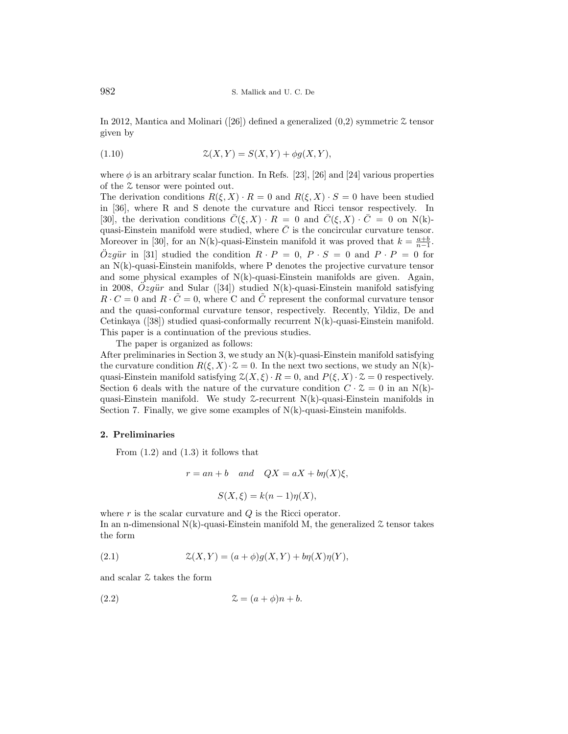In 2012, Mantica and Molinari ([26]) defined a generalized (0,2) symmetric $\mathcal{Z}$ tensor given by

$$\mathcal{Z}(X, Y) = S(X, Y) + \phi g(X, Y), \tag{1.10}$$

where $\phi$ is an arbitrary scalar function. In Refs. [23], [26] and [24] various properties of the $\mathcal{Z}$ tensor were pointed out.
The derivation conditions $R(\xi, X) \cdot R = 0$ and $R(\xi, X) \cdot S = 0$ have been studied in [36], where R and S denote the curvature and Ricci tensor respectively. In [30], the derivation conditions $\bar{C}(\xi, X) \cdot R = 0$ and $\bar{C}(\xi, X) \cdot \bar{C} = 0$ on N(k)-quasi-Einstein manifold were studied, where $\bar{C}$ is the concircular curvature tensor. Moreover in [30], for an N(k)-quasi-Einstein manifold it was proved that $k = \frac{a+b}{n-1}$. *Özgür* in [31] studied the condition $R \cdot P = 0$, $P \cdot S = 0$ and $P \cdot P = 0$ for an N(k)-quasi-Einstein manifolds, where P denotes the projective curvature tensor and some physical examples of N(k)-quasi-Einstein manifolds are given. Again, in 2008, *Özgür* and Sular ([34]) studied N(k)-quasi-Einstein manifold satisfying $R \cdot C = 0$ and $R \cdot \tilde{C} = 0$, where C and $\tilde{C}$ represent the conformal curvature tensor and the quasi-conformal curvature tensor, respectively. Recently, Yildiz, De and Cetinkaya ([38]) studied quasi-conformally recurrent N(k)-quasi-Einstein manifold. This paper is a continuation of the previous studies.

The paper is organized as follows:
After preliminaries in Section 3, we study an N(k)-quasi-Einstein manifold satisfying the curvature condition $R(\xi, X) \cdot \mathcal{Z} = 0$. In the next two sections, we study an N(k)-quasi-Einstein manifold satisfying $\mathcal{Z}(X, \xi) \cdot R = 0$, and $P(\xi, X) \cdot \mathcal{Z} = 0$ respectively. Section 6 deals with the nature of the curvature condition $C \cdot \mathcal{Z} = 0$ in an N(k)-quasi-Einstein manifold. We study $\mathcal{Z}$-recurrent N(k)-quasi-Einstein manifolds in Section 7. Finally, we give some examples of N(k)-quasi-Einstein manifolds.

## 2. Preliminaries

From (1.2) and (1.3) it follows that

$$r = an + b \quad and \quad QX = aX + b\eta(X)\xi,$$

$$S(X, \xi) = k(n-1)\eta(X),$$

where $r$ is the scalar curvature and $Q$ is the Ricci operator.
In an n-dimensional N(k)-quasi-Einstein manifold M, the generalized $\mathcal{Z}$ tensor takes the form

$$\mathcal{Z}(X, Y) = (a + \phi)g(X, Y) + b\eta(X)\eta(Y), \tag{2.1}$$

and scalar $\mathcal{Z}$ takes the form

$$\mathcal{Z} = (a + \phi)n + b. \tag{2.2}$$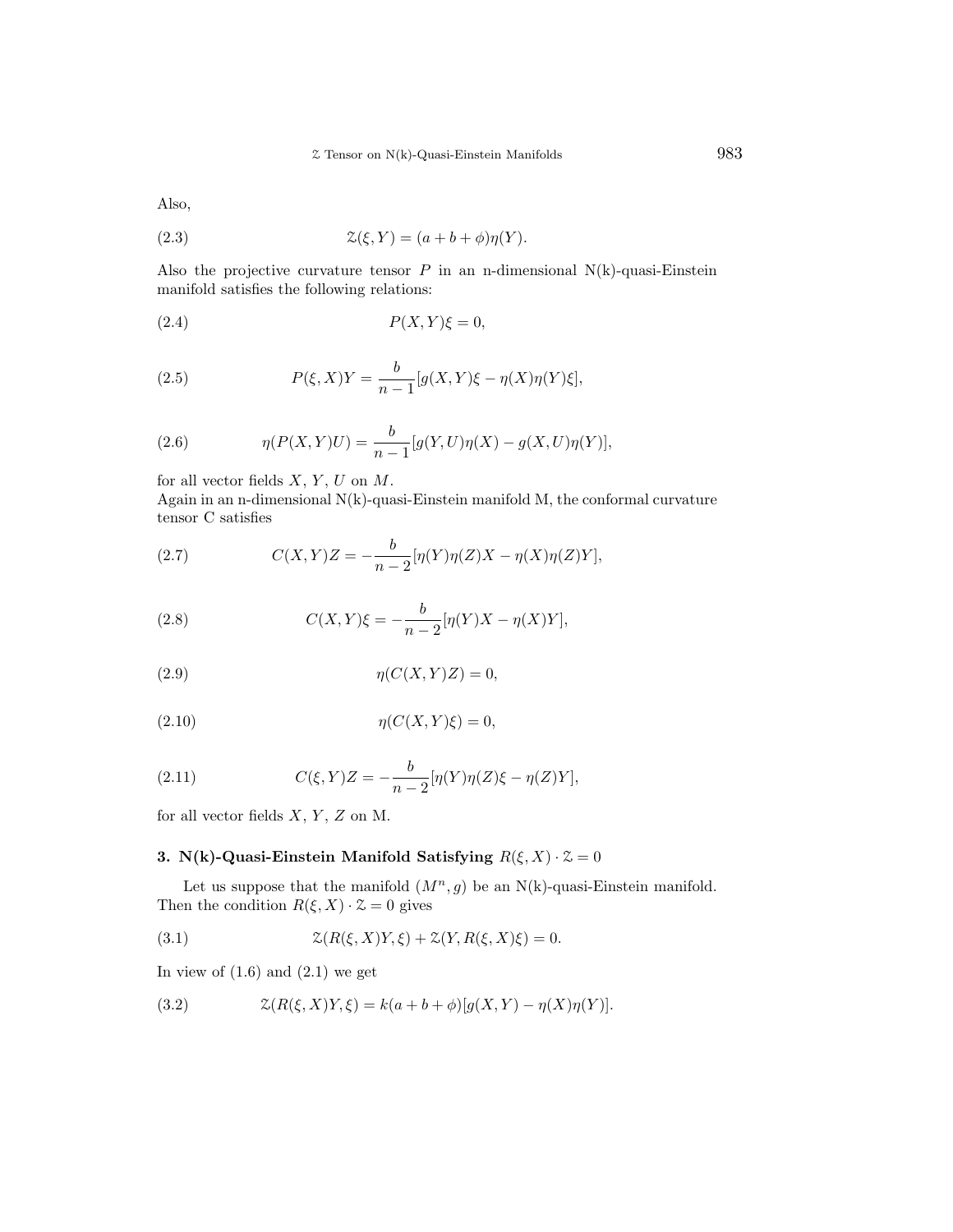Also,

$$\mathcal{Z}(\xi, Y) = (a + b + \phi)\eta(Y). \tag{2.3}$$

Also the projective curvature tensor $P$ in an n-dimensional N(k)-quasi-Einstein manifold satisfies the following relations:

$$P(X, Y)\xi = 0, \tag{2.4}$$

$$P(\xi, X)Y = \frac{b}{n-1}[g(X, Y)\xi - \eta(X)\eta(Y)\xi], \tag{2.5}$$

$$\eta(P(X, Y)U) = \frac{b}{n-1}[g(Y, U)\eta(X) - g(X, U)\eta(Y)], \tag{2.6}$$

for all vector fields $X$, $Y$, $U$ on $M$.
Again in an n-dimensional N(k)-quasi-Einstein manifold M, the conformal curvature tensor C satisfies

$$C(X, Y)Z = -\frac{b}{n-2}[\eta(Y)\eta(Z)X - \eta(X)\eta(Z)Y], \tag{2.7}$$

$$C(X, Y)\xi = -\frac{b}{n-2}[\eta(Y)X - \eta(X)Y], \tag{2.8}$$

$$\eta(C(X, Y)Z) = 0, \tag{2.9}$$

$$\eta(C(X, Y)\xi) = 0, \tag{2.10}$$

$$C(\xi, Y)Z = -\frac{b}{n-2}[\eta(Y)\eta(Z)\xi - \eta(Z)Y], \tag{2.11}$$

for all vector fields $X$, $Y$, $Z$ on M.

## 3. N(k)-Quasi-Einstein Manifold Satisfying $R(\xi, X) \cdot \mathcal{Z} = 0$

Let us suppose that the manifold $(M^n, g)$ be an N(k)-quasi-Einstein manifold. Then the condition $R(\xi, X) \cdot \mathcal{Z} = 0$ gives

$$\mathcal{Z}(R(\xi, X)Y, \xi) + \mathcal{Z}(Y, R(\xi, X)\xi) = 0. \tag{3.1}$$

In view of (1.6) and (2.1) we get

$$\mathcal{Z}(R(\xi, X)Y, \xi) = k(a + b + \phi)[g(X, Y) - \eta(X)\eta(Y)]. \tag{3.2}$$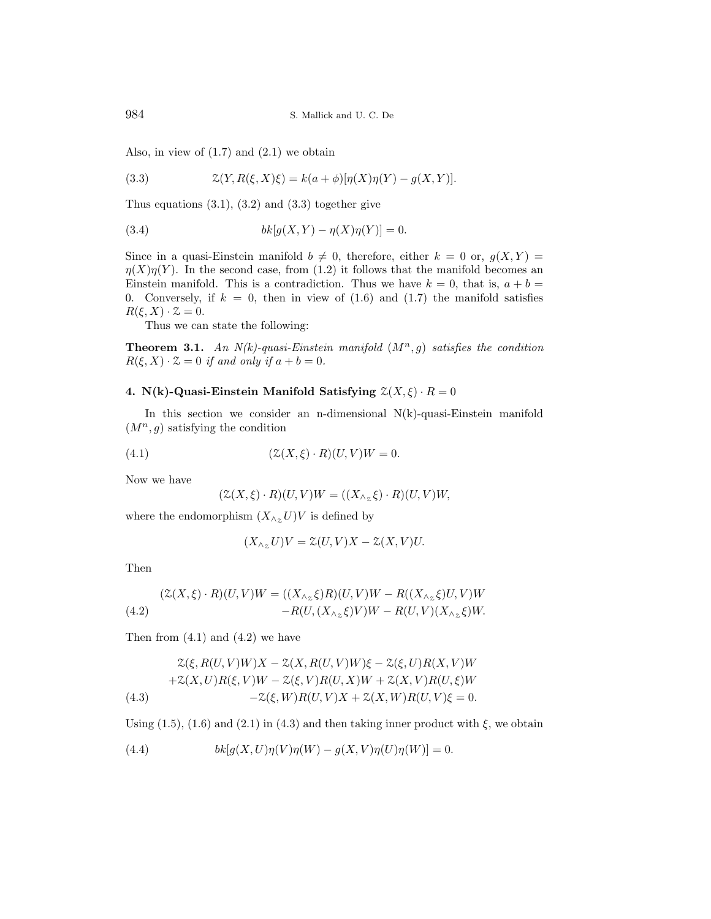Also, in view of (1.7) and (2.1) we obtain

$$\mathcal{Z}(Y, R(\xi, X)\xi) = k(a + \phi)[\eta(X)\eta(Y) - g(X, Y)]. \tag{3.3}$$

Thus equations (3.1), (3.2) and (3.3) together give

$$bk[g(X, Y) - \eta(X)\eta(Y)] = 0. \tag{3.4}$$

Since in a quasi-Einstein manifold $b \neq 0$, therefore, either $k = 0$ or, $g(X, Y) = \eta(X)\eta(Y)$. In the second case, from (1.2) it follows that the manifold becomes an Einstein manifold. This is a contradiction. Thus we have $k = 0$, that is, $a + b = 0$. Conversely, if $k = 0$, then in view of (1.6) and (1.7) the manifold satisfies $R(\xi, X) \cdot \mathcal{Z} = 0$.

Thus we can state the following:

**Theorem 3.1.** *An N(k)-quasi-Einstein manifold $(M^n, g)$ satisfies the condition $R(\xi, X) \cdot \mathcal{Z} = 0$ if and only if $a + b = 0$.*

## 4. N(k)-Quasi-Einstein Manifold Satisfying $\mathcal{Z}(X, \xi) \cdot R = 0$

In this section we consider an n-dimensional N(k)-quasi-Einstein manifold $(M^n, g)$ satisfying the condition

$$(\mathcal{Z}(X, \xi) \cdot R)(U, V)W = 0. \tag{4.1}$$

Now we have

$$(\mathcal{Z}(X, \xi) \cdot R)(U, V)W = ((X \wedge_{\mathcal{Z}} \xi) \cdot R)(U, V)W,$$

where the endomorphism $(X \wedge_{\mathcal{Z}} U)V$ is defined by

$$(X \wedge_{\mathcal{Z}} U)V = \mathcal{Z}(U, V)X - \mathcal{Z}(X, V)U.$$

Then

$$\begin{aligned}(\mathcal{Z}(X, \xi) \cdot R)(U, V)W = ((X \wedge_{\mathcal{Z}} \xi)R)(U, V)W - R((X \wedge_{\mathcal{Z}} \xi)U, V)W \\ -R(U, (X \wedge_{\mathcal{Z}} \xi)V)W - R(U, V)(X \wedge_{\mathcal{Z}} \xi)W.\end{aligned} \tag{4.2}$$

Then from (4.1) and (4.2) we have

$$\begin{aligned}\mathcal{Z}(\xi, R(U, V)W)X - \mathcal{Z}(X, R(U, V)W)\xi - \mathcal{Z}(\xi, U)R(X, V)W \\ +\mathcal{Z}(X, U)R(\xi, V)W - \mathcal{Z}(\xi, V)R(U, X)W + \mathcal{Z}(X, V)R(U, \xi)W \\ -\mathcal{Z}(\xi, W)R(U, V)X + \mathcal{Z}(X, W)R(U, V)\xi = 0.\end{aligned} \tag{4.3}$$

Using (1.5), (1.6) and (2.1) in (4.3) and then taking inner product with $\xi$, we obtain

$$bk[g(X, U)\eta(V)\eta(W) - g(X, V)\eta(U)\eta(W)] = 0. \tag{4.4}$$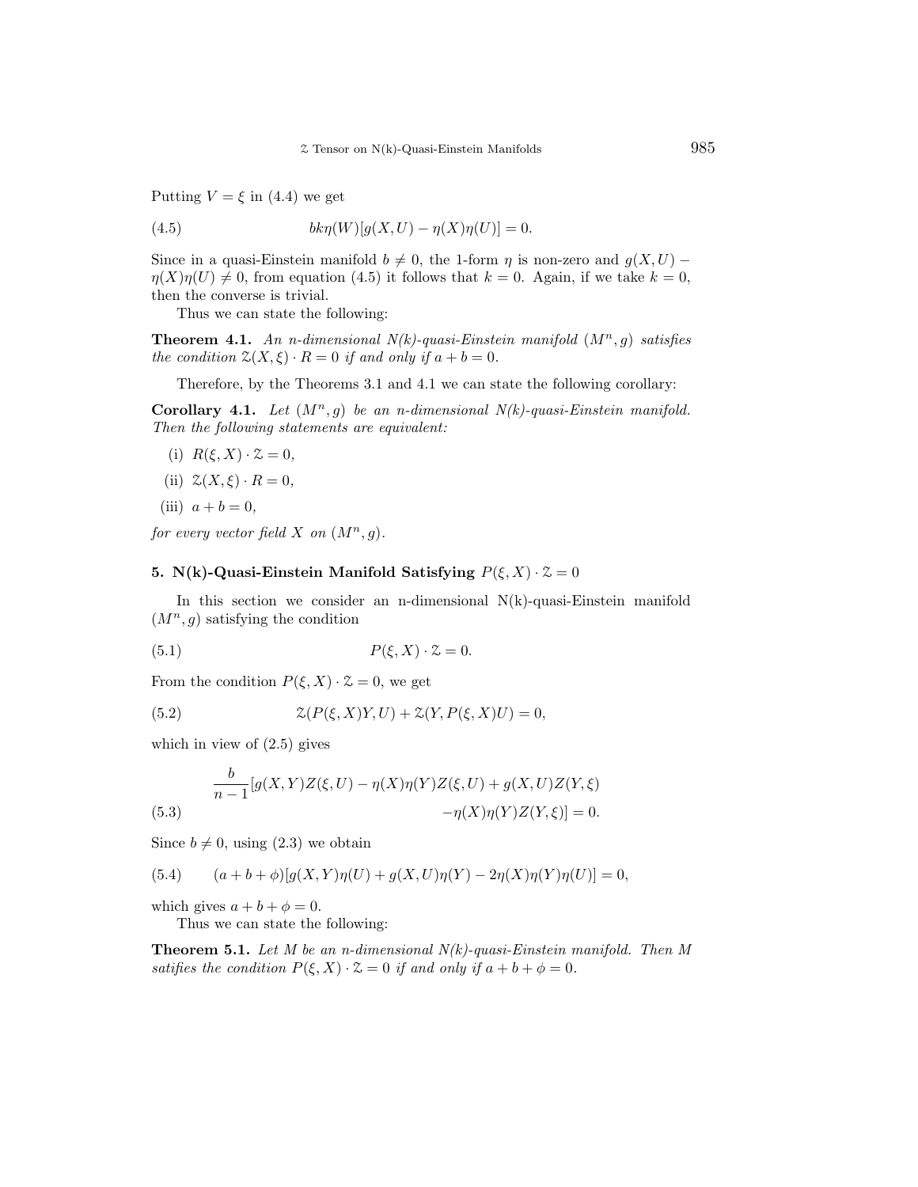Putting $V = \xi$ in (4.4) we get

$$bk\eta(W)[g(X,U) - \eta(X)\eta(U)] = 0. \tag{4.5}$$

Since in a quasi-Einstein manifold $b \neq 0$, the 1-form $\eta$ is non-zero and $g(X,U) - \eta(X)\eta(U) \neq 0$, from equation (4.5) it follows that $k = 0$. Again, if we take $k = 0$, then the converse is trivial.

Thus we can state the following:

**Theorem 4.1.** *An n-dimensional N(k)-quasi-Einstein manifold $(M^n, g)$ satisfies the condition $\mathcal{Z}(X, \xi) \cdot R = 0$ if and only if $a + b = 0$.*

Therefore, by the Theorems 3.1 and 4.1 we can state the following corollary:

**Corollary 4.1.** *Let $(M^n, g)$ be an n-dimensional N(k)-quasi-Einstein manifold. Then the following statements are equivalent:*

(i) $R(\xi, X) \cdot \mathcal{Z} = 0$,

(ii) $\mathcal{Z}(X, \xi) \cdot R = 0$,

(iii) $a + b = 0$,

*for every vector field $X$ on $(M^n, g)$.*

## 5. N(k)-Quasi-Einstein Manifold Satisfying $P(\xi, X) \cdot \mathcal{Z} = 0$

In this section we consider an n-dimensional N(k)-quasi-Einstein manifold $(M^n, g)$ satisfying the condition

$$P(\xi, X) \cdot \mathcal{Z} = 0. \tag{5.1}$$

From the condition $P(\xi, X) \cdot \mathcal{Z} = 0$, we get

$$\mathcal{Z}(P(\xi, X)Y, U) + \mathcal{Z}(Y, P(\xi, X)U) = 0, \tag{5.2}$$

which in view of (2.5) gives

$$\frac{b}{n-1}[g(X,Y)Z(\xi,U) - \eta(X)\eta(Y)Z(\xi,U) + g(X,U)Z(Y,\xi) - \eta(X)\eta(Y)Z(Y,\xi)] = 0. \tag{5.3}$$

Since $b \neq 0$, using (2.3) we obtain

$$(a + b + \phi)[g(X,Y)\eta(U) + g(X,U)\eta(Y) - 2\eta(X)\eta(Y)\eta(U)] = 0, \tag{5.4}$$

which gives $a + b + \phi = 0$.

Thus we can state the following:

**Theorem 5.1.** *Let $M$ be an n-dimensional N(k)-quasi-Einstein manifold. Then $M$ satifies the condition $P(\xi, X) \cdot \mathcal{Z} = 0$ if and only if $a + b + \phi = 0$.*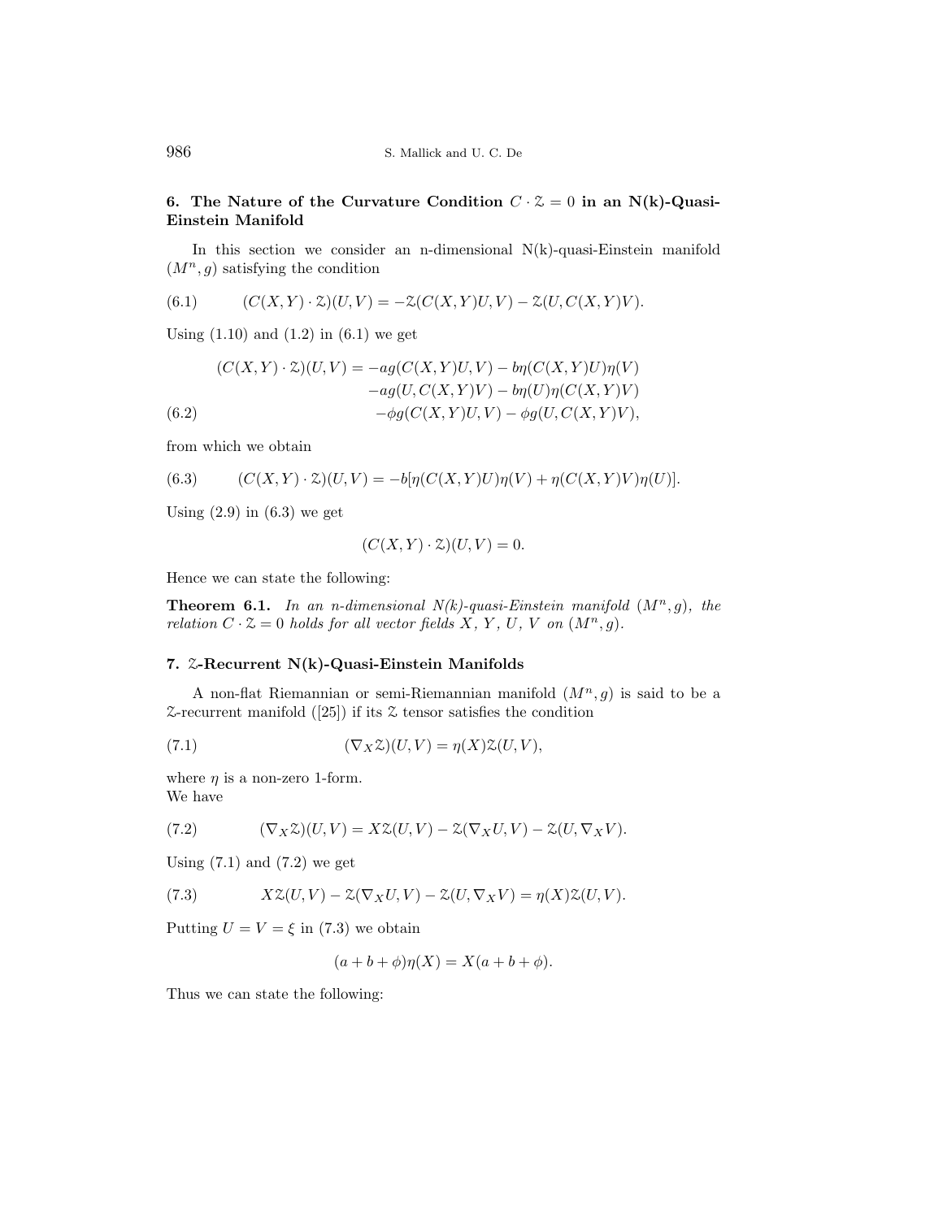## 6. The Nature of the Curvature Condition $C \cdot \mathcal{Z} = 0$ in an N(k)-Quasi-Einstein Manifold

In this section we consider an n-dimensional N(k)-quasi-Einstein manifold $(M^n, g)$ satisfying the condition

$$(C(X,Y) \cdot \mathcal{Z})(U,V) = -\mathcal{Z}(C(X,Y)U,V) - \mathcal{Z}(U,C(X,Y)V). \tag{6.1}$$

Using (1.10) and (1.2) in (6.1) we get

$$\begin{aligned}(C(X,Y) \cdot \mathcal{Z})(U,V) = & -ag(C(X,Y)U,V) - b\eta(C(X,Y)U)\eta(V) \\ & -ag(U,C(X,Y)V) - b\eta(U)\eta(C(X,Y)V) \\ & -\phi g(C(X,Y)U,V) - \phi g(U,C(X,Y)V),\end{aligned} \tag{6.2}$$

from which we obtain

$$(C(X,Y) \cdot \mathcal{Z})(U,V) = -b[\eta(C(X,Y)U)\eta(V) + \eta(C(X,Y)V)\eta(U)]. \tag{6.3}$$

Using (2.9) in (6.3) we get

$$(C(X,Y) \cdot \mathcal{Z})(U,V) = 0.$$

Hence we can state the following:

**Theorem 6.1.** *In an n-dimensional N(k)-quasi-Einstein manifold $(M^n, g)$, the relation $C \cdot \mathcal{Z} = 0$ holds for all vector fields $X$, $Y$, $U$, $V$ on $(M^n, g)$.*

## 7. $\mathcal{Z}$-Recurrent N(k)-Quasi-Einstein Manifolds

A non-flat Riemannian or semi-Riemannian manifold $(M^n, g)$ is said to be a $\mathcal{Z}$-recurrent manifold ([25]) if its $\mathcal{Z}$ tensor satisfies the condition

$$(\nabla_X \mathcal{Z})(U,V) = \eta(X)\mathcal{Z}(U,V), \tag{7.1}$$

where $\eta$ is a non-zero 1-form.
We have

$$(\nabla_X \mathcal{Z})(U,V) = X\mathcal{Z}(U,V) - \mathcal{Z}(\nabla_X U, V) - \mathcal{Z}(U, \nabla_X V). \tag{7.2}$$

Using (7.1) and (7.2) we get

$$X\mathcal{Z}(U,V) - \mathcal{Z}(\nabla_X U, V) - \mathcal{Z}(U, \nabla_X V) = \eta(X)\mathcal{Z}(U,V). \tag{7.3}$$

Putting $U = V = \xi$ in (7.3) we obtain

$$(a + b + \phi)\eta(X) = X(a + b + \phi).$$

Thus we can state the following: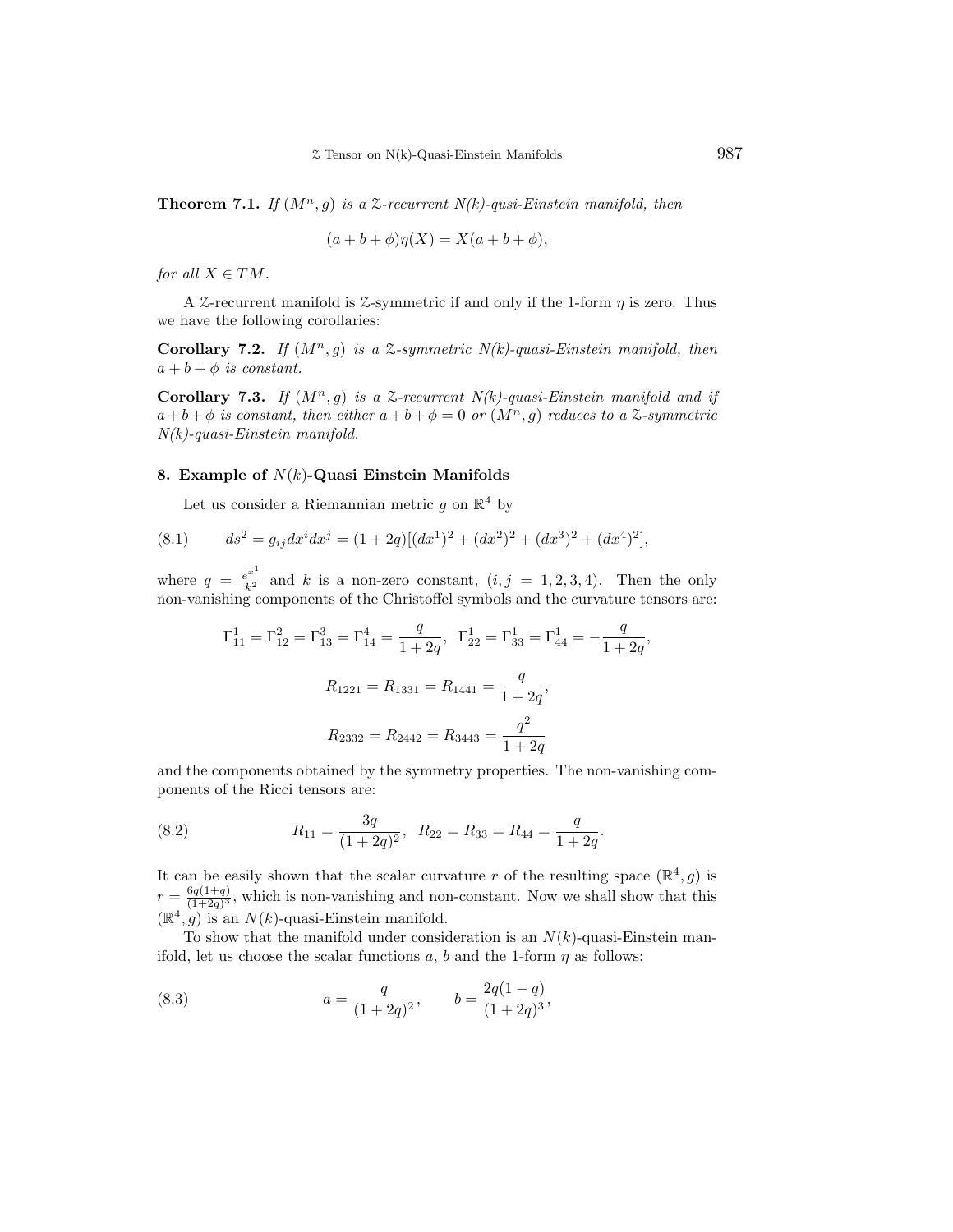**Theorem 7.1.** *If $(M^n, g)$ is a $\mathcal{Z}$-recurrent N(k)-qusi-Einstein manifold, then*

$$(a + b + \phi)\eta(X) = X(a + b + \phi),$$

*for all $X \in TM$.*

A $\mathcal{Z}$-recurrent manifold is $\mathcal{Z}$-symmetric if and only if the 1-form $\eta$ is zero. Thus we have the following corollaries:

**Corollary 7.2.** *If $(M^n, g)$ is a $\mathcal{Z}$-symmetric N(k)-quasi-Einstein manifold, then $a + b + \phi$ is constant.*

**Corollary 7.3.** *If $(M^n, g)$ is a $\mathcal{Z}$-recurrent N(k)-quasi-Einstein manifold and if $a + b + \phi$ is constant, then either $a + b + \phi = 0$ or $(M^n, g)$ reduces to a $\mathcal{Z}$-symmetric N(k)-quasi-Einstein manifold.*

## 8. Example of $N(k)$-Quasi Einstein Manifolds

Let us consider a Riemannian metric $g$ on $\mathbb{R}^4$ by

$$ds^2 = g_{ij}dx^i dx^j = (1 + 2q)[(dx^1)^2 + (dx^2)^2 + (dx^3)^2 + (dx^4)^2], \tag{8.1}$$

where $q = \frac{e^{x^1}}{k^2}$ and $k$ is a non-zero constant, $(i, j = 1, 2, 3, 4)$. Then the only non-vanishing components of the Christoffel symbols and the curvature tensors are:

$$\Gamma^1_{11} = \Gamma^2_{12} = \Gamma^3_{13} = \Gamma^4_{14} = \frac{q}{1 + 2q}, \;\; \Gamma^1_{22} = \Gamma^1_{33} = \Gamma^1_{44} = -\frac{q}{1 + 2q},$$

$$R_{1221} = R_{1331} = R_{1441} = \frac{q}{1 + 2q},$$

$$R_{2332} = R_{2442} = R_{3443} = \frac{q^2}{1 + 2q}$$

and the components obtained by the symmetry properties. The non-vanishing components of the Ricci tensors are:

$$R_{11} = \frac{3q}{(1 + 2q)^2}, \;\; R_{22} = R_{33} = R_{44} = \frac{q}{1 + 2q}. \tag{8.2}$$

It can be easily shown that the scalar curvature $r$ of the resulting space $(\mathbb{R}^4, g)$ is $r = \frac{6q(1+q)}{(1+2q)^3}$, which is non-vanishing and non-constant. Now we shall show that this $(\mathbb{R}^4, g)$ is an $N(k)$-quasi-Einstein manifold.

To show that the manifold under consideration is an $N(k)$-quasi-Einstein manifold, let us choose the scalar functions $a$, $b$ and the 1-form $\eta$ as follows:

$$a = \frac{q}{(1 + 2q)^2}, \qquad b = \frac{2q(1 - q)}{(1 + 2q)^3}, \tag{8.3}$$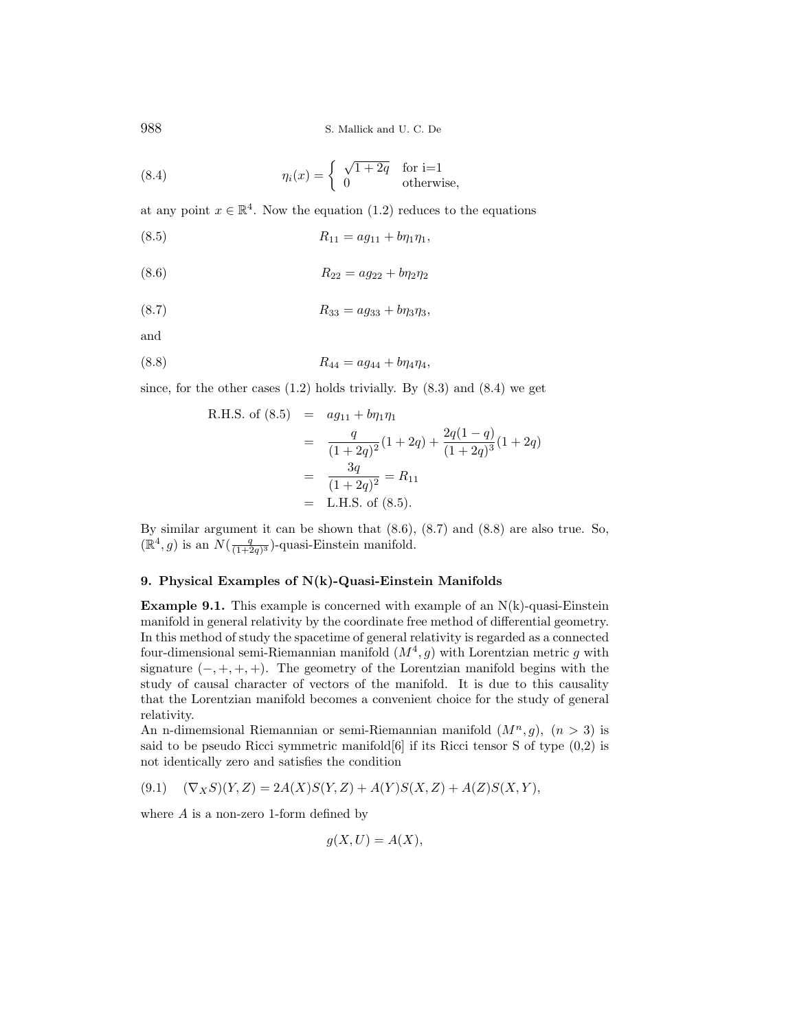$$\eta_i(x) = \begin{cases} \sqrt{1+2q} & \text{for i=1} \\ 0 & \text{otherwise,} \end{cases} \tag{8.4}$$

at any point $x \in \mathbb{R}^4$. Now the equation (1.2) reduces to the equations

$$R_{11} = ag_{11} + b\eta_1\eta_1, \tag{8.5}$$

$$R_{22} = ag_{22} + b\eta_2\eta_2 \tag{8.6}$$

$$R_{33} = ag_{33} + b\eta_3\eta_3, \tag{8.7}$$

and

$$R_{44} = ag_{44} + b\eta_4\eta_4, \tag{8.8}$$

since, for the other cases (1.2) holds trivially. By (8.3) and (8.4) we get

$$\begin{aligned} \text{R.H.S. of (8.5)} &= ag_{11} + b\eta_1\eta_1 \\ &= \frac{q}{(1+2q)^2}(1+2q) + \frac{2q(1-q)}{(1+2q)^3}(1+2q) \\ &= \frac{3q}{(1+2q)^2} = R_{11} \\ &= \text{L.H.S. of (8.5).} \end{aligned}$$

By similar argument it can be shown that (8.6), (8.7) and (8.8) are also true. So, $(\mathbb{R}^4, g)$ is an $N(\frac{q}{(1+2q)^3})$-quasi-Einstein manifold.

## 9. Physical Examples of N(k)-Quasi-Einstein Manifolds

**Example 9.1.** This example is concerned with example of an N(k)-quasi-Einstein manifold in general relativity by the coordinate free method of differential geometry. In this method of study the spacetime of general relativity is regarded as a connected four-dimensional semi-Riemannian manifold $(M^4, g)$ with Lorentzian metric $g$ with signature $(-,+,+,+)$. The geometry of the Lorentzian manifold begins with the study of causal character of vectors of the manifold. It is due to this causality that the Lorentzian manifold becomes a convenient choice for the study of general relativity.

An n-dimemsional Riemannian or semi-Riemannian manifold $(M^n, g)$, $(n > 3)$ is said to be pseudo Ricci symmetric manifold[6] if its Ricci tensor S of type (0,2) is not identically zero and satisfies the condition

$$(\nabla_X S)(Y, Z) = 2A(X)S(Y, Z) + A(Y)S(X, Z) + A(Z)S(X, Y), \tag{9.1}$$

where $A$ is a non-zero 1-form defined by

$$g(X, U) = A(X),$$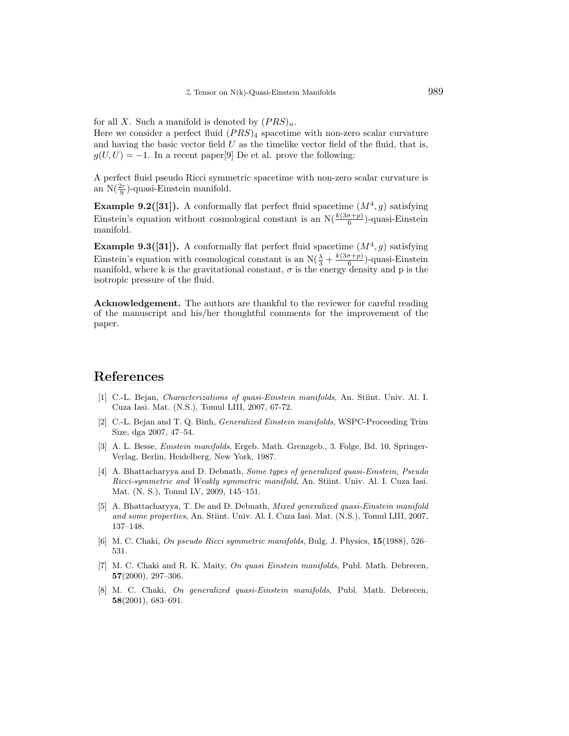for all $X$. Such a manifold is denoted by $(PRS)_n$.
Here we consider a perfect fluid $(PRS)_4$ spacetime with non-zero scalar curvature and having the basic vector field $U$ as the timelike vector field of the fluid, that is, $g(U,U) = -1$. In a recent paper[9] De et al. prove the following:

A perfect fluid pseudo Ricci symmetric spacetime with non-zero scalar curvature is an N($\frac{2r}{9}$)-quasi-Einstein manifold.

**Example 9.2([31]).** A conformally flat perfect fluid spacetime $(M^4, g)$ satisfying Einstein's equation without cosmological constant is an N($\frac{k(3\sigma+p)}{6}$)-quasi-Einstein manifold.

**Example 9.3([31]).** A conformally flat perfect fluid spacetime $(M^4, g)$ satisfying Einstein's equation with cosmological constant is an N($\frac{\lambda}{3} + \frac{k(3\sigma+p)}{6}$)-quasi-Einstein manifold, where k is the gravitational constant, $\sigma$ is the energy density and p is the isotropic pressure of the fluid.

**Acknowledgement.** The authors are thankful to the reviewer for careful reading of the manuscript and his/her thoughtful comments for the improvement of the paper.

# References

[1] C.-L. Bejan, *Characterizations of quasi-Einstein manifolds*, An. Stiint. Univ. Al. I. Cuza Iasi. Mat. (N.S.), Tomul LIII, 2007, 67-72.

[2] C.-L. Bejan and T. Q. Binh, *Generalized Einstein manifolds*, WSPC-Proceeding Trim Size, dga 2007, 47–54.

[3] A. L. Besse, *Einstein manifolds*, Ergeb. Math. Grenzgeb., 3. Folge, Bd. 10, Springer-Verlag, Berlin, Heidelberg, New York, 1987.

[4] A. Bhattacharyya and D. Debnath, *Some types of generalized quasi-Einstein, Pseudo Ricci-symmetric and Weakly symmetric manifold*, An. Stiint. Univ. Al. I. Cuza Iasi. Mat. (N. S.), Tomul LV, 2009, 145–151.

[5] A. Bhattacharyya, T. De and D. Debnath, *Mixed generalized quasi-Einstein manifold and some properties*, An. Stiint. Univ. Al. I. Cuza Iasi. Mat. (N.S.), Tomul LIII, 2007, 137–148.

[6] M. C. Chaki, *On pseudo Ricci symmetric manifolds*, Bulg. J. Physics, **15**(1988), 526–531.

[7] M. C. Chaki and R. K. Maity, *On quasi Einstein manifolds*, Publ. Math. Debrecen, **57**(2000), 297–306.

[8] M. C. Chaki, *On generalized quasi-Einstein manifolds*, Publ. Math. Debrecen, **58**(2001), 683–691.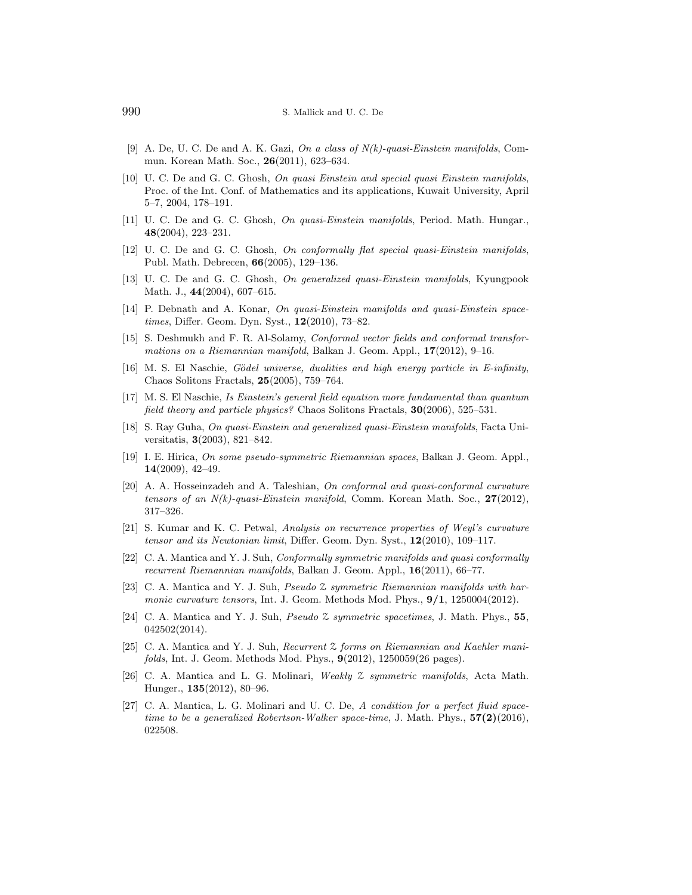[9] A. De, U. C. De and A. K. Gazi, *On a class of N(k)-quasi-Einstein manifolds*, Commun. Korean Math. Soc., **26**(2011), 623–634.

[10] U. C. De and G. C. Ghosh, *On quasi Einstein and special quasi Einstein manifolds*, Proc. of the Int. Conf. of Mathematics and its applications, Kuwait University, April 5–7, 2004, 178–191.

[11] U. C. De and G. C. Ghosh, *On quasi-Einstein manifolds*, Period. Math. Hungar., **48**(2004), 223–231.

[12] U. C. De and G. C. Ghosh, *On conformally flat special quasi-Einstein manifolds*, Publ. Math. Debrecen, **66**(2005), 129–136.

[13] U. C. De and G. C. Ghosh, *On generalized quasi-Einstein manifolds*, Kyungpook Math. J., **44**(2004), 607–615.

[14] P. Debnath and A. Konar, *On quasi-Einstein manifolds and quasi-Einstein spacetimes*, Differ. Geom. Dyn. Syst., **12**(2010), 73–82.

[15] S. Deshmukh and F. R. Al-Solamy, *Conformal vector fields and conformal transformations on a Riemannian manifold*, Balkan J. Geom. Appl., **17**(2012), 9–16.

[16] M. S. El Naschie, *Gödel universe, dualities and high energy particle in E-infinity*, Chaos Solitons Fractals, **25**(2005), 759–764.

[17] M. S. El Naschie, *Is Einstein's general field equation more fundamental than quantum field theory and particle physics?* Chaos Solitons Fractals, **30**(2006), 525–531.

[18] S. Ray Guha, *On quasi-Einstein and generalized quasi-Einstein manifolds*, Facta Universitatis, **3**(2003), 821–842.

[19] I. E. Hirica, *On some pseudo-symmetric Riemannian spaces*, Balkan J. Geom. Appl., **14**(2009), 42–49.

[20] A. A. Hosseinzadeh and A. Taleshian, *On conformal and quasi-conformal curvature tensors of an N(k)-quasi-Einstein manifold*, Comm. Korean Math. Soc., **27**(2012), 317–326.

[21] S. Kumar and K. C. Petwal, *Analysis on recurrence properties of Weyl's curvature tensor and its Newtonian limit*, Differ. Geom. Dyn. Syst., **12**(2010), 109–117.

[22] C. A. Mantica and Y. J. Suh, *Conformally symmetric manifolds and quasi conformally recurrent Riemannian manifolds*, Balkan J. Geom. Appl., **16**(2011), 66–77.

[23] C. A. Mantica and Y. J. Suh, *Pseudo $\mathbb{Z}$ symmetric Riemannian manifolds with harmonic curvature tensors*, Int. J. Geom. Methods Mod. Phys., **9/1**, 1250004(2012).

[24] C. A. Mantica and Y. J. Suh, *Pseudo $\mathbb{Z}$ symmetric spacetimes*, J. Math. Phys., **55**, 042502(2014).

[25] C. A. Mantica and Y. J. Suh, *Recurrent $\mathbb{Z}$ forms on Riemannian and Kaehler manifolds*, Int. J. Geom. Methods Mod. Phys., **9**(2012), 1250059(26 pages).

[26] C. A. Mantica and L. G. Molinari, *Weakly $\mathbb{Z}$ symmetric manifolds*, Acta Math. Hunger., **135**(2012), 80–96.

[27] C. A. Mantica, L. G. Molinari and U. C. De, *A condition for a perfect fluid spacetime to be a generalized Robertson-Walker space-time*, J. Math. Phys., **57(2)**(2016), 022508.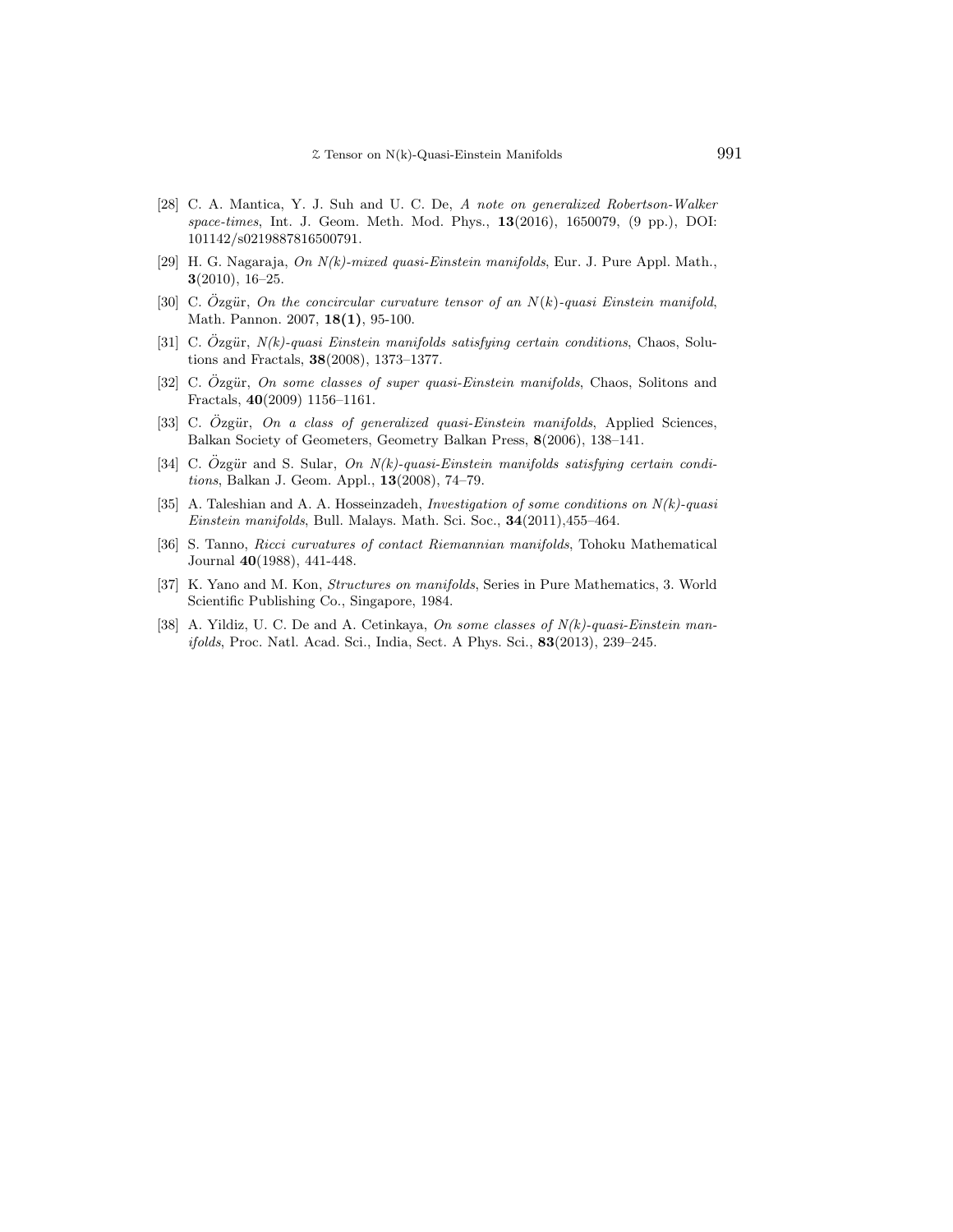[28] C. A. Mantica, Y. J. Suh and U. C. De, *A note on generalized Robertson-Walker space-times*, Int. J. Geom. Meth. Mod. Phys., **13**(2016), 1650079, (9 pp.), DOI: 101142/s0219887816500791.

[29] H. G. Nagaraja, *On N(k)-mixed quasi-Einstein manifolds*, Eur. J. Pure Appl. Math., **3**(2010), 16–25.

[30] C. Özgür, *On the concircular curvature tensor of an $N(k)$-quasi Einstein manifold*, Math. Pannon. 2007, **18(1)**, 95-100.

[31] C. Özgür, *N(k)-quasi Einstein manifolds satisfying certain conditions*, Chaos, Solutions and Fractals, **38**(2008), 1373–1377.

[32] C. Özgür, *On some classes of super quasi-Einstein manifolds*, Chaos, Solitons and Fractals, **40**(2009) 1156–1161.

[33] C. Özgür, *On a class of generalized quasi-Einstein manifolds*, Applied Sciences, Balkan Society of Geometers, Geometry Balkan Press, **8**(2006), 138–141.

[34] C. Özgür and S. Sular, *On N(k)-quasi-Einstein manifolds satisfying certain conditions*, Balkan J. Geom. Appl., **13**(2008), 74–79.

[35] A. Taleshian and A. A. Hosseinzadeh, *Investigation of some conditions on N(k)-quasi Einstein manifolds*, Bull. Malays. Math. Sci. Soc., **34**(2011),455–464.

[36] S. Tanno, *Ricci curvatures of contact Riemannian manifolds*, Tohoku Mathematical Journal **40**(1988), 441-448.

[37] K. Yano and M. Kon, *Structures on manifolds*, Series in Pure Mathematics, 3. World Scientific Publishing Co., Singapore, 1984.

[38] A. Yildiz, U. C. De and A. Cetinkaya, *On some classes of N(k)-quasi-Einstein manifolds*, Proc. Natl. Acad. Sci., India, Sect. A Phys. Sci., **83**(2013), 239–245.